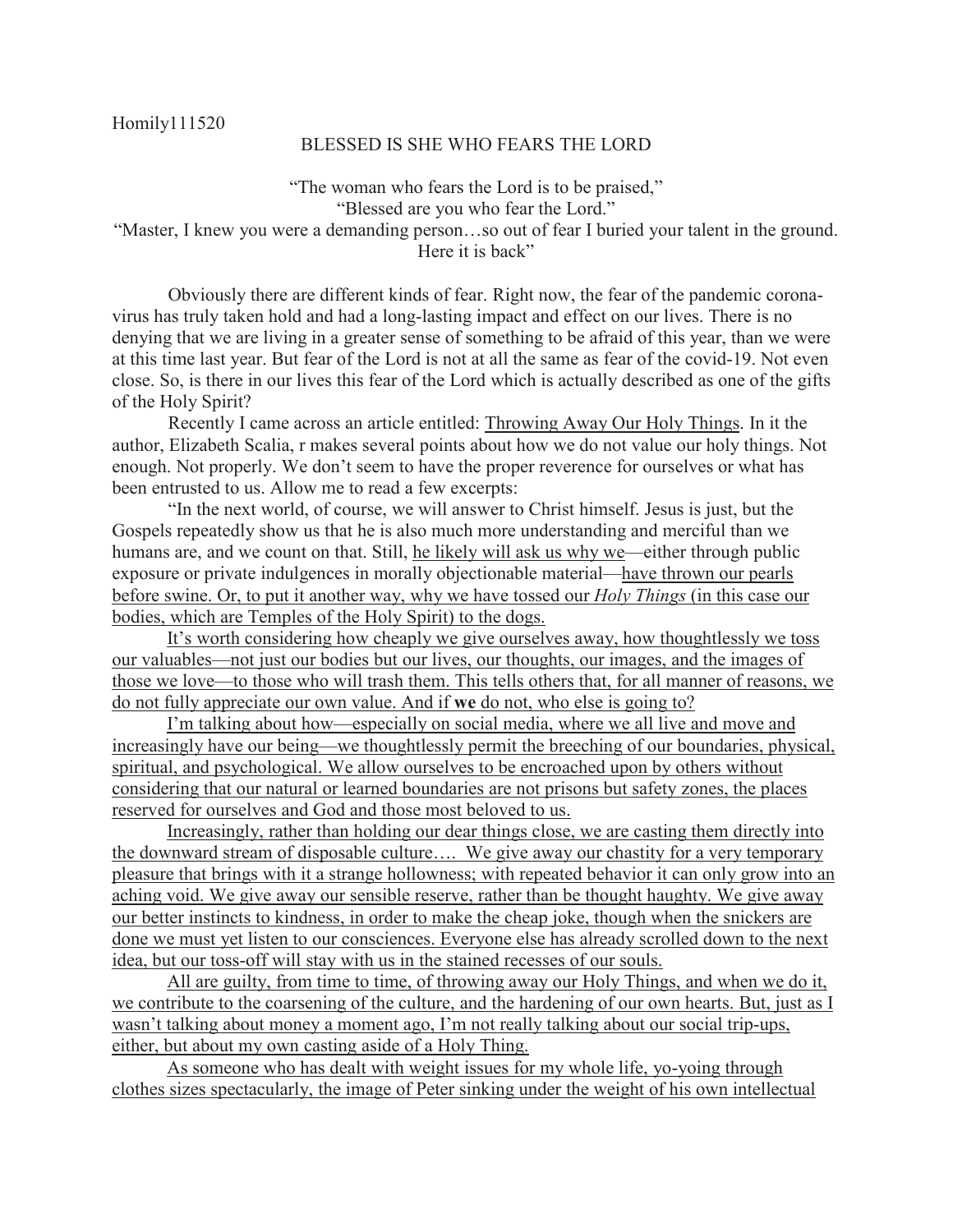Homily111520

# BLESSED IS SHE WHO FEARS THE LORD

"The woman who fears the Lord is to be praised,"
"Blessed are you who fear the Lord."
"Master, I knew you were a demanding person…so out of fear I buried your talent in the ground. Here it is back"

Obviously there are different kinds of fear. Right now, the fear of the pandemic corona-virus has truly taken hold and had a long-lasting impact and effect on our lives. There is no denying that we are living in a greater sense of something to be afraid of this year, than we were at this time last year. But fear of the Lord is not at all the same as fear of the covid-19. Not even close. So, is there in our lives this fear of the Lord which is actually described as one of the gifts of the Holy Spirit?

Recently I came across an article entitled: <u>Throwing Away Our Holy Things</u>. In it the author, Elizabeth Scalia, r makes several points about how we do not value our holy things. Not enough. Not properly. We don't seem to have the proper reverence for ourselves or what has been entrusted to us. Allow me to read a few excerpts:

"In the next world, of course, we will answer to Christ himself. Jesus is just, but the Gospels repeatedly show us that he is also much more understanding and merciful than we humans are, and we count on that. Still, <u>he likely will ask us why we</u>—either through public exposure or private indulgences in morally objectionable material—<u>have thrown our pearls before swine. Or, to put it another way, why we have tossed our *Holy Things* (in this case our bodies, which are Temples of the Holy Spirit) to the dogs.</u>

<u>It's worth considering how cheaply we give ourselves away, how thoughtlessly we toss our valuables—not just our bodies but our lives, our thoughts, our images, and the images of those we love—to those who will trash them. This tells others that, for all manner of reasons, we do not fully appreciate our own value. And if **we** do not, who else is going to?</u>

<u>I'm talking about how—especially on social media, where we all live and move and increasingly have our being—we thoughtlessly permit the breeching of our boundaries, physical, spiritual, and psychological. We allow ourselves to be encroached upon by others without considering that our natural or learned boundaries are not prisons but safety zones, the places reserved for ourselves and God and those most beloved to us.</u>

<u>Increasingly, rather than holding our dear things close, we are casting them directly into the downward stream of disposable culture…. We give away our chastity for a very temporary pleasure that brings with it a strange hollowness; with repeated behavior it can only grow into an aching void. We give away our sensible reserve, rather than be thought haughty. We give away our better instincts to kindness, in order to make the cheap joke, though when the snickers are done we must yet listen to our consciences. Everyone else has already scrolled down to the next idea, but our toss-off will stay with us in the stained recesses of our souls.</u>

<u>All are guilty, from time to time, of throwing away our Holy Things, and when we do it, we contribute to the coarsening of the culture, and the hardening of our own hearts. But, just as I wasn't talking about money a moment ago, I'm not really talking about our social trip-ups, either, but about my own casting aside of a Holy Thing.</u>

<u>As someone who has dealt with weight issues for my whole life, yo-yoing through clothes sizes spectacularly, the image of Peter sinking under the weight of his own intellectual</u>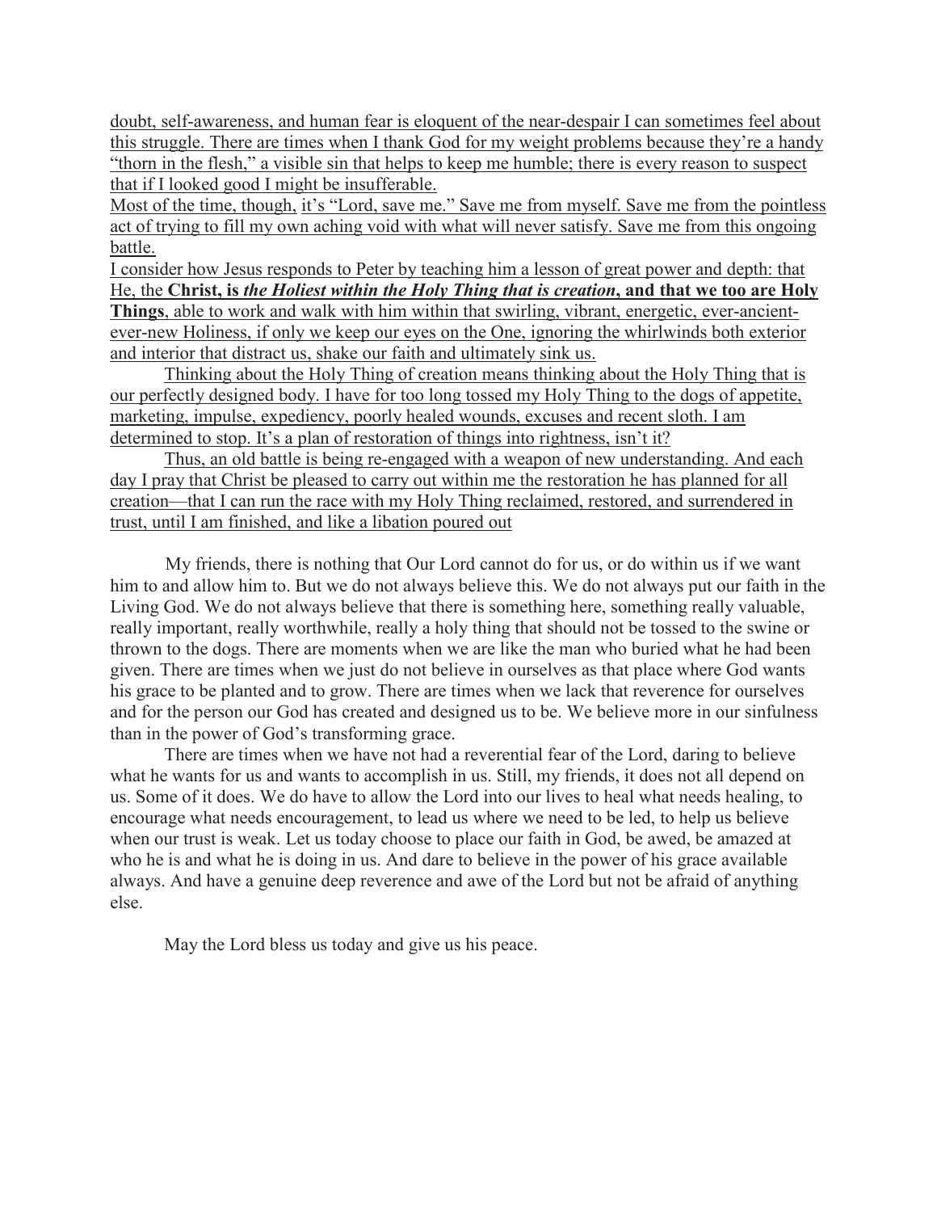doubt, self-awareness, and human fear is eloquent of the near-despair I can sometimes feel about this struggle. There are times when I thank God for my weight problems because they're a handy "thorn in the flesh," a visible sin that helps to keep me humble; there is every reason to suspect that if I looked good I might be insufferable.

Most of the time, though, it's "Lord, save me." Save me from myself. Save me from the pointless act of trying to fill my own aching void with what will never satisfy. Save me from this ongoing battle.

I consider how Jesus responds to Peter by teaching him a lesson of great power and depth: that He, the **Christ, is *the Holiest within the Holy Thing that is creation*, and that we too are Holy Things**, able to work and walk with him within that swirling, vibrant, energetic, ever-ancient-ever-new Holiness, if only we keep our eyes on the One, ignoring the whirlwinds both exterior and interior that distract us, shake our faith and ultimately sink us.

Thinking about the Holy Thing of creation means thinking about the Holy Thing that is our perfectly designed body. I have for too long tossed my Holy Thing to the dogs of appetite, marketing, impulse, expediency, poorly healed wounds, excuses and recent sloth. I am determined to stop. It's a plan of restoration of things into rightness, isn't it?

Thus, an old battle is being re-engaged with a weapon of new understanding. And each day I pray that Christ be pleased to carry out within me the restoration he has planned for all creation—that I can run the race with my Holy Thing reclaimed, restored, and surrendered in trust, until I am finished, and like a libation poured out

My friends, there is nothing that Our Lord cannot do for us, or do within us if we want him to and allow him to. But we do not always believe this. We do not always put our faith in the Living God. We do not always believe that there is something here, something really valuable, really important, really worthwhile, really a holy thing that should not be tossed to the swine or thrown to the dogs. There are moments when we are like the man who buried what he had been given. There are times when we just do not believe in ourselves as that place where God wants his grace to be planted and to grow. There are times when we lack that reverence for ourselves and for the person our God has created and designed us to be. We believe more in our sinfulness than in the power of God's transforming grace.

There are times when we have not had a reverential fear of the Lord, daring to believe what he wants for us and wants to accomplish in us. Still, my friends, it does not all depend on us. Some of it does. We do have to allow the Lord into our lives to heal what needs healing, to encourage what needs encouragement, to lead us where we need to be led, to help us believe when our trust is weak. Let us today choose to place our faith in God, be awed, be amazed at who he is and what he is doing in us. And dare to believe in the power of his grace available always. And have a genuine deep reverence and awe of the Lord but not be afraid of anything else.

May the Lord bless us today and give us his peace.